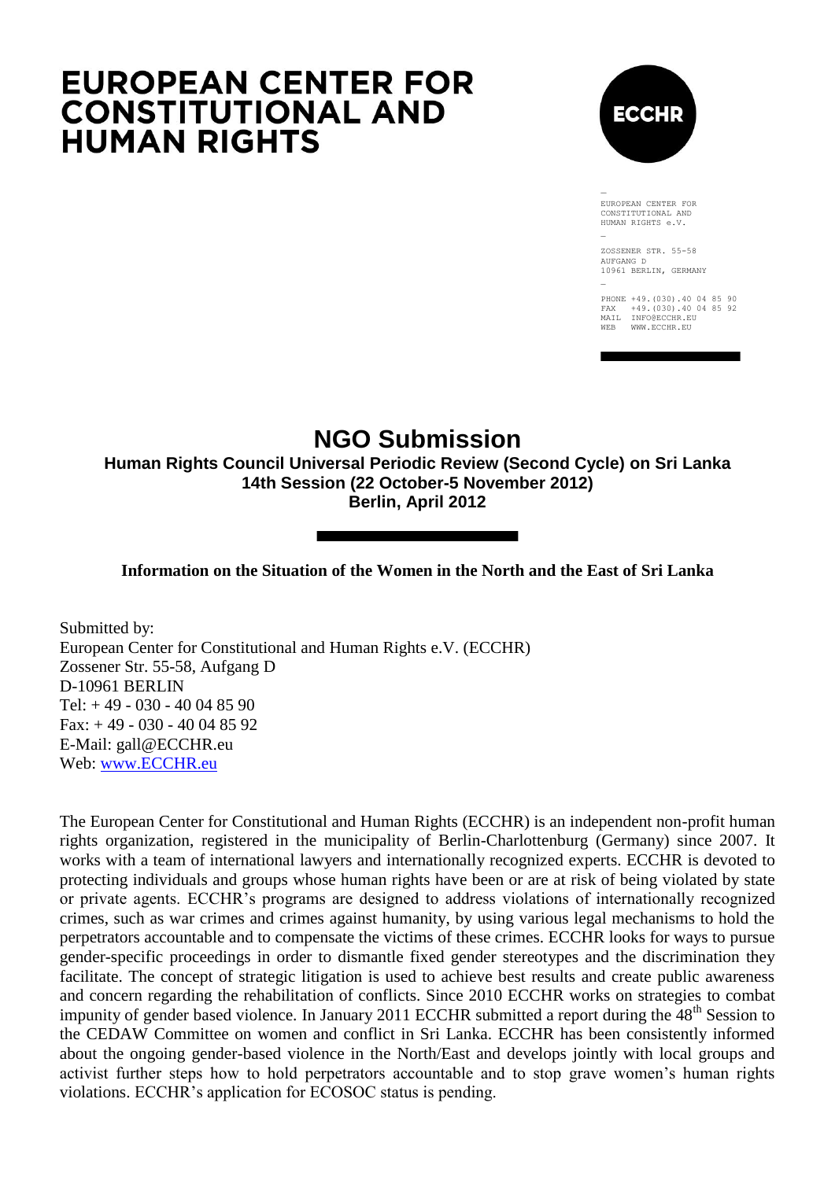# EUROPEAN CENTER FOR CONSTITUTIONAL AND HUMAN RIGHTS

ECCHR

EUROPEAN CENTER FOR CONSTITUTIONAL AND HUMAN RIGHTS e.V.

ZOSSENER STR. 55-58
AUFGANG D
10961 BERLIN, GERMANY

PHONE +49.(030).40 04 85 90
FAX +49.(030).40 04 85 92
MAIL INFO@ECCHR.EU
WEB WWW.ECCHR.EU

## NGO Submission

**Human Rights Council Universal Periodic Review (Second Cycle) on Sri Lanka**
**14th Session (22 October-5 November 2012)**
**Berlin, April 2012**

**Information on the Situation of the Women in the North and the East of Sri Lanka**

Submitted by:
European Center for Constitutional and Human Rights e.V. (ECCHR)
Zossener Str. 55-58, Aufgang D
D-10961 BERLIN
Tel: + 49 - 030 - 40 04 85 90
Fax: + 49 - 030 - 40 04 85 92
E-Mail: gall@ECCHR.eu
Web: www.ECCHR.eu

The European Center for Constitutional and Human Rights (ECCHR) is an independent non-profit human rights organization, registered in the municipality of Berlin-Charlottenburg (Germany) since 2007. It works with a team of international lawyers and internationally recognized experts. ECCHR is devoted to protecting individuals and groups whose human rights have been or are at risk of being violated by state or private agents. ECCHR's programs are designed to address violations of internationally recognized crimes, such as war crimes and crimes against humanity, by using various legal mechanisms to hold the perpetrators accountable and to compensate the victims of these crimes. ECCHR looks for ways to pursue gender-specific proceedings in order to dismantle fixed gender stereotypes and the discrimination they facilitate. The concept of strategic litigation is used to achieve best results and create public awareness and concern regarding the rehabilitation of conflicts. Since 2010 ECCHR works on strategies to combat impunity of gender based violence. In January 2011 ECCHR submitted a report during the 48th Session to the CEDAW Committee on women and conflict in Sri Lanka. ECCHR has been consistently informed about the ongoing gender-based violence in the North/East and develops jointly with local groups and activist further steps how to hold perpetrators accountable and to stop grave women's human rights violations. ECCHR's application for ECOSOC status is pending.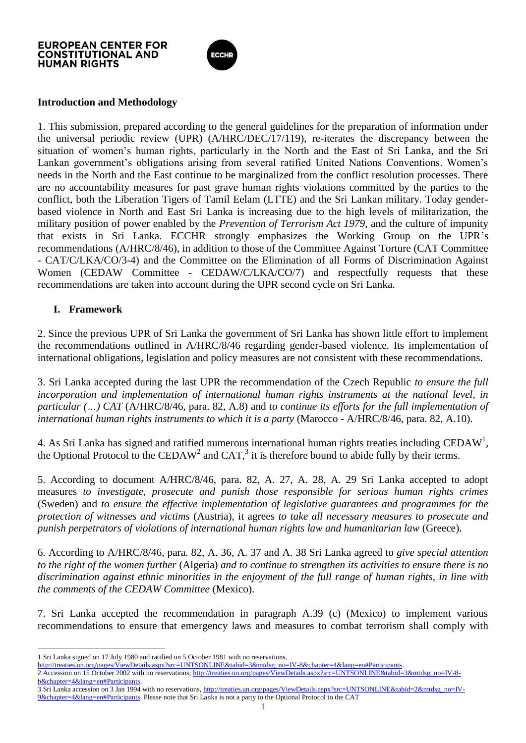**EUROPEAN CENTER FOR CONSTITUTIONAL AND HUMAN RIGHTS**

ECCHR

## Introduction and Methodology

1. This submission, prepared according to the general guidelines for the preparation of information under the universal periodic review (UPR) (A/HRC/DEC/17/119), re-iterates the discrepancy between the situation of women's human rights, particularly in the North and the East of Sri Lanka, and the Sri Lankan government's obligations arising from several ratified United Nations Conventions. Women's needs in the North and the East continue to be marginalized from the conflict resolution processes. There are no accountability measures for past grave human rights violations committed by the parties to the conflict, both the Liberation Tigers of Tamil Eelam (LTTE) and the Sri Lankan military. Today gender-based violence in North and East Sri Lanka is increasing due to the high levels of militarization, the military position of power enabled by the *Prevention of Terrorism Act 1979*, and the culture of impunity that exists in Sri Lanka. ECCHR strongly emphasizes the Working Group on the UPR's recommendations (A/HRC/8/46), in addition to those of the Committee Against Torture (CAT Committee - CAT/C/LKA/CO/3-4) and the Committee on the Elimination of all Forms of Discrimination Against Women (CEDAW Committee - CEDAW/C/LKA/CO/7) and respectfully requests that these recommendations are taken into account during the UPR second cycle on Sri Lanka.

## I. Framework

2. Since the previous UPR of Sri Lanka the government of Sri Lanka has shown little effort to implement the recommendations outlined in A/HRC/8/46 regarding gender-based violence. Its implementation of international obligations, legislation and policy measures are not consistent with these recommendations.

3. Sri Lanka accepted during the last UPR the recommendation of the Czech Republic *to ensure the full incorporation and implementation of international human rights instruments at the national level, in particular (…) CAT* (A/HRC/8/46, para. 82, A.8) and *to continue its efforts for the full implementation of international human rights instruments to which it is a party* (Marocco - A/HRC/8/46, para. 82, A.10).

4. As Sri Lanka has signed and ratified numerous international human rights treaties including CEDAW[1], the Optional Protocol to the CEDAW[2] and CAT,[3] it is therefore bound to abide fully by their terms.

5. According to document A/HRC/8/46, para. 82, A. 27, A. 28, A. 29 Sri Lanka accepted to adopt measures *to investigate, prosecute and punish those responsible for serious human rights crimes* (Sweden) and *to ensure the effective implementation of legislative guarantees and programmes for the protection of witnesses and victims* (Austria), it agrees *to take all necessary measures to prosecute and punish perpetrators of violations of international human rights law and humanitarian law* (Greece).

6. According to A/HRC/8/46, para. 82, A. 36, A. 37 and A. 38 Sri Lanka agreed to *give special attention to the right of the women further* (Algeria) *and to continue to strengthen its activities to ensure there is no discrimination against ethnic minorities in the enjoyment of the full range of human rights, in line with the comments of the CEDAW Committee* (Mexico).

7. Sri Lanka accepted the recommendation in paragraph A.39 (c) (Mexico) to implement various recommendations to ensure that emergency laws and measures to combat terrorism shall comply with

---

1 Sri Lanka signed on 17 July 1980 and ratified on 5 October 1981 with no reservations, http://treaties.un.org/pages/ViewDetails.aspx?src=UNTSONLINE&tabid=3&mtdsg_no=IV-8&chapter=4&lang=en#Participants.

2 Accession on 15 October 2002 with no reservations; http://treaties.un.org/pages/ViewDetails.aspx?src=UNTSONLINE&tabid=3&mtdsg_no=IV-8-b&chapter=4&lang=en#Participants.

3 Sri Lanka accession on 3 Jan 1994 with no reservations, http://treaties.un.org/pages/ViewDetails.aspx?src=UNTSONLINE&tabid=2&mtdsg_no=IV-9&chapter=4&lang=en#Participants. Please note that Sri Lanka is not a party to the Optional Protocol to the CAT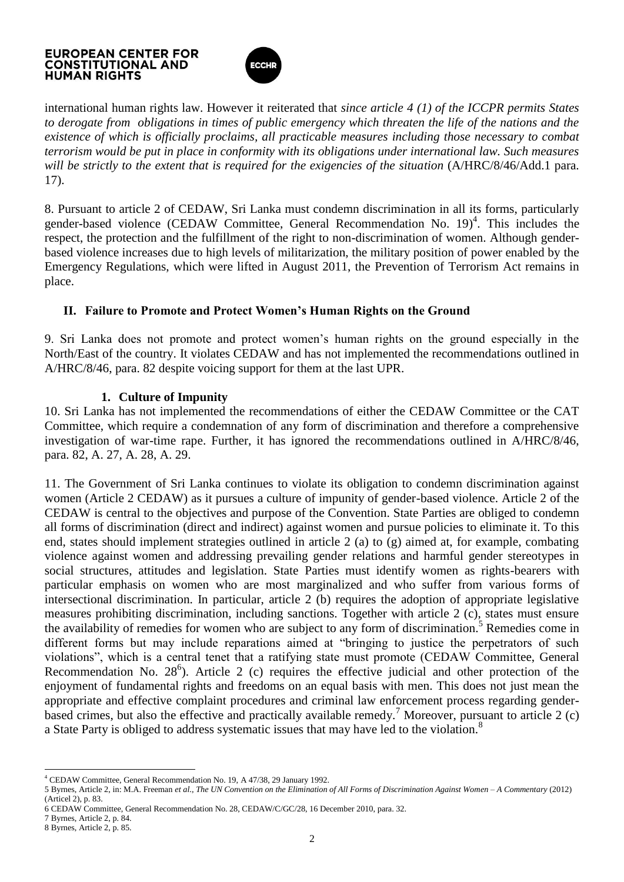international human rights law. However it reiterated that *since article 4 (1) of the ICCPR permits States to derogate from obligations in times of public emergency which threaten the life of the nations and the existence of which is officially proclaims, all practicable measures including those necessary to combat terrorism would be put in place in conformity with its obligations under international law. Such measures will be strictly to the extent that is required for the exigencies of the situation* (A/HRC/8/46/Add.1 para. 17).

8. Pursuant to article 2 of CEDAW, Sri Lanka must condemn discrimination in all its forms, particularly gender-based violence (CEDAW Committee, General Recommendation No. 19)[4]. This includes the respect, the protection and the fulfillment of the right to non-discrimination of women. Although gender-based violence increases due to high levels of militarization, the military position of power enabled by the Emergency Regulations, which were lifted in August 2011, the Prevention of Terrorism Act remains in place.

## II. Failure to Promote and Protect Women's Human Rights on the Ground

9. Sri Lanka does not promote and protect women's human rights on the ground especially in the North/East of the country. It violates CEDAW and has not implemented the recommendations outlined in A/HRC/8/46, para. 82 despite voicing support for them at the last UPR.

### 1. Culture of Impunity

10. Sri Lanka has not implemented the recommendations of either the CEDAW Committee or the CAT Committee, which require a condemnation of any form of discrimination and therefore a comprehensive investigation of war-time rape. Further, it has ignored the recommendations outlined in A/HRC/8/46, para. 82, A. 27, A. 28, A. 29.

11. The Government of Sri Lanka continues to violate its obligation to condemn discrimination against women (Article 2 CEDAW) as it pursues a culture of impunity of gender-based violence. Article 2 of the CEDAW is central to the objectives and purpose of the Convention. State Parties are obliged to condemn all forms of discrimination (direct and indirect) against women and pursue policies to eliminate it. To this end, states should implement strategies outlined in article 2 (a) to (g) aimed at, for example, combating violence against women and addressing prevailing gender relations and harmful gender stereotypes in social structures, attitudes and legislation. State Parties must identify women as rights-bearers with particular emphasis on women who are most marginalized and who suffer from various forms of intersectional discrimination. In particular, article 2 (b) requires the adoption of appropriate legislative measures prohibiting discrimination, including sanctions. Together with article 2 (c), states must ensure the availability of remedies for women who are subject to any form of discrimination.[5] Remedies come in different forms but may include reparations aimed at "bringing to justice the perpetrators of such violations", which is a central tenet that a ratifying state must promote (CEDAW Committee, General Recommendation No. 28[6]). Article 2 (c) requires the effective judicial and other protection of the enjoyment of fundamental rights and freedoms on an equal basis with men. This does not just mean the appropriate and effective complaint procedures and criminal law enforcement process regarding gender-based crimes, but also the effective and practically available remedy.[7] Moreover, pursuant to article 2 (c) a State Party is obliged to address systematic issues that may have led to the violation.[8]

---

[4] CEDAW Committee, General Recommendation No. 19, A 47/38, 29 January 1992.

[5] Byrnes, Article 2, in: M.A. Freeman *et al.*, *The UN Convention on the Elimination of All Forms of Discrimination Against Women – A Commentary* (2012) (Articel 2), p. 83.

[6] CEDAW Committee, General Recommendation No. 28, CEDAW/C/GC/28, 16 December 2010, para. 32.

[7] Byrnes, Article 2, p. 84.

[8] Byrnes, Article 2, p. 85.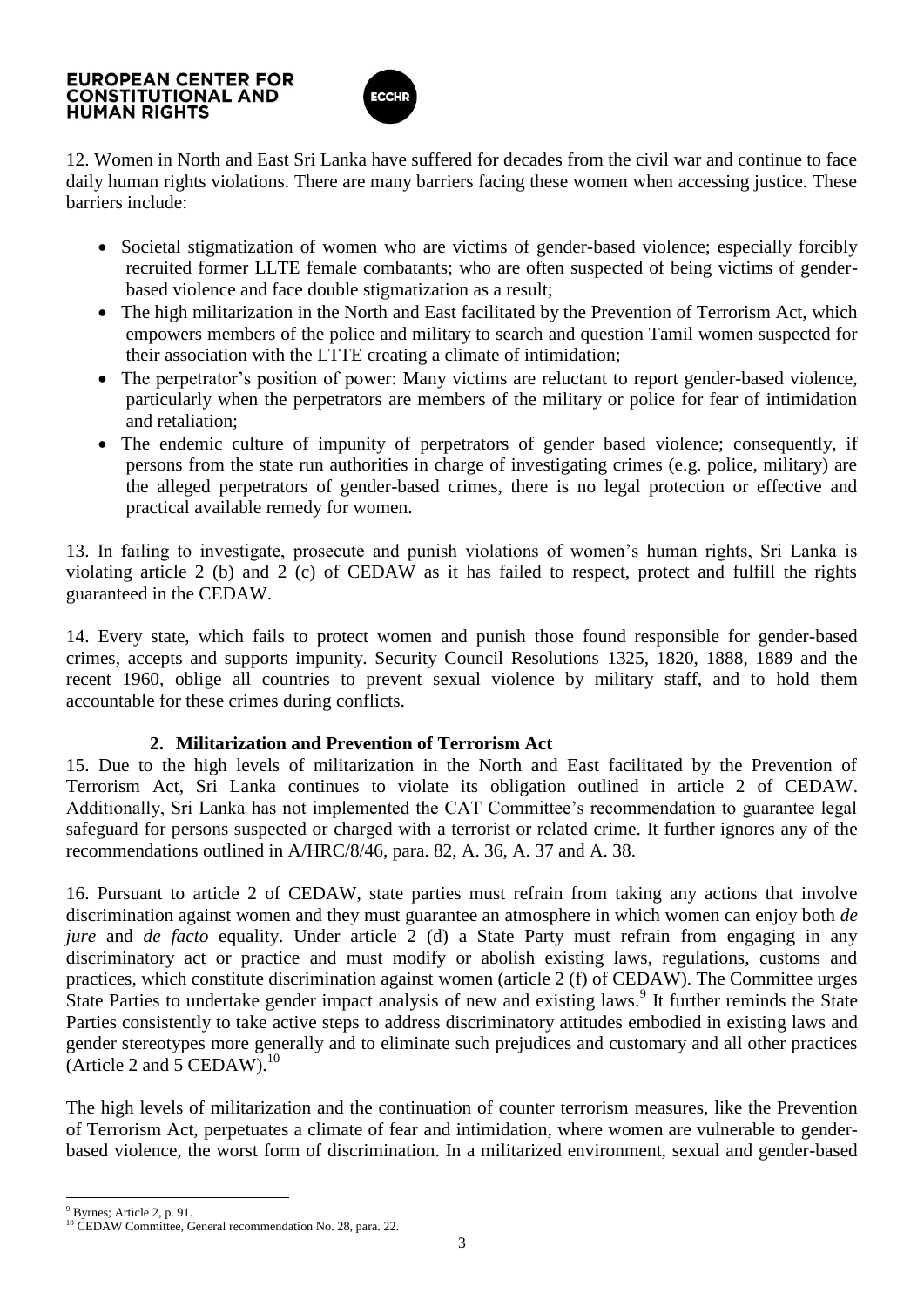12. Women in North and East Sri Lanka have suffered for decades from the civil war and continue to face daily human rights violations. There are many barriers facing these women when accessing justice. These barriers include:

- Societal stigmatization of women who are victims of gender-based violence; especially forcibly recruited former LLTE female combatants; who are often suspected of being victims of gender-based violence and face double stigmatization as a result;
- The high militarization in the North and East facilitated by the Prevention of Terrorism Act, which empowers members of the police and military to search and question Tamil women suspected for their association with the LTTE creating a climate of intimidation;
- The perpetrator's position of power: Many victims are reluctant to report gender-based violence, particularly when the perpetrators are members of the military or police for fear of intimidation and retaliation;
- The endemic culture of impunity of perpetrators of gender based violence; consequently, if persons from the state run authorities in charge of investigating crimes (e.g. police, military) are the alleged perpetrators of gender-based crimes, there is no legal protection or effective and practical available remedy for women.

13. In failing to investigate, prosecute and punish violations of women's human rights, Sri Lanka is violating article 2 (b) and 2 (c) of CEDAW as it has failed to respect, protect and fulfill the rights guaranteed in the CEDAW.

14. Every state, which fails to protect women and punish those found responsible for gender-based crimes, accepts and supports impunity. Security Council Resolutions 1325, 1820, 1888, 1889 and the recent 1960, oblige all countries to prevent sexual violence by military staff, and to hold them accountable for these crimes during conflicts.

## 2. Militarization and Prevention of Terrorism Act

15. Due to the high levels of militarization in the North and East facilitated by the Prevention of Terrorism Act, Sri Lanka continues to violate its obligation outlined in article 2 of CEDAW. Additionally, Sri Lanka has not implemented the CAT Committee's recommendation to guarantee legal safeguard for persons suspected or charged with a terrorist or related crime. It further ignores any of the recommendations outlined in A/HRC/8/46, para. 82, A. 36, A. 37 and A. 38.

16. Pursuant to article 2 of CEDAW, state parties must refrain from taking any actions that involve discrimination against women and they must guarantee an atmosphere in which women can enjoy both *de jure* and *de facto* equality. Under article 2 (d) a State Party must refrain from engaging in any discriminatory act or practice and must modify or abolish existing laws, regulations, customs and practices, which constitute discrimination against women (article 2 (f) of CEDAW). The Committee urges State Parties to undertake gender impact analysis of new and existing laws.[9] It further reminds the State Parties consistently to take active steps to address discriminatory attitudes embodied in existing laws and gender stereotypes more generally and to eliminate such prejudices and customary and all other practices (Article 2 and 5 CEDAW).[10]

The high levels of militarization and the continuation of counter terrorism measures, like the Prevention of Terrorism Act, perpetuates a climate of fear and intimidation, where women are vulnerable to gender-based violence, the worst form of discrimination. In a militarized environment, sexual and gender-based

---

[9] Byrnes; Article 2, p. 91.

[10] CEDAW Committee, General recommendation No. 28, para. 22.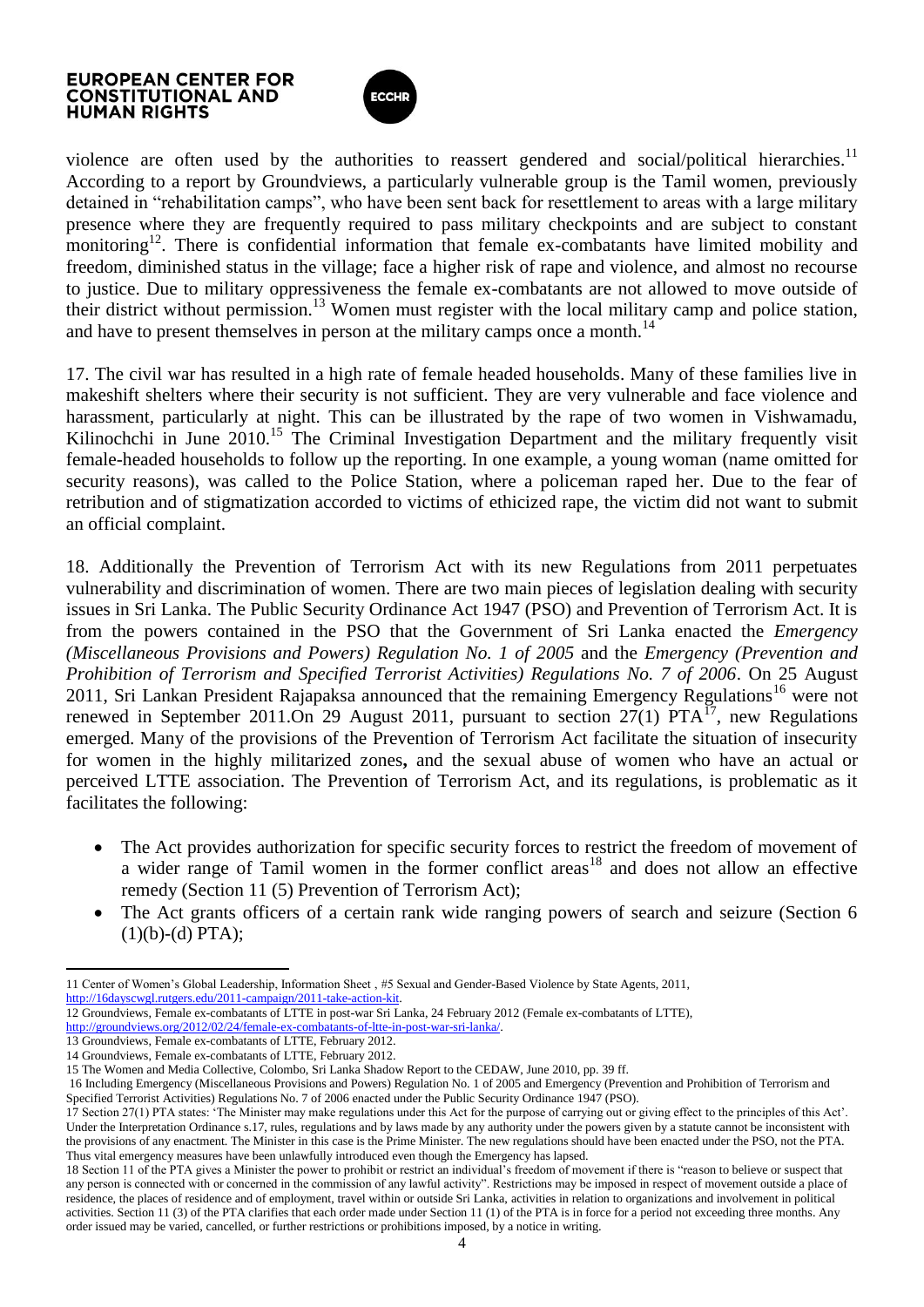violence are often used by the authorities to reassert gendered and social/political hierarchies.[11] According to a report by Groundviews, a particularly vulnerable group is the Tamil women, previously detained in "rehabilitation camps", who have been sent back for resettlement to areas with a large military presence where they are frequently required to pass military checkpoints and are subject to constant monitoring[12]. There is confidential information that female ex-combatants have limited mobility and freedom, diminished status in the village; face a higher risk of rape and violence, and almost no recourse to justice. Due to military oppressiveness the female ex-combatants are not allowed to move outside of their district without permission.[13] Women must register with the local military camp and police station, and have to present themselves in person at the military camps once a month.[14]

17. The civil war has resulted in a high rate of female headed households. Many of these families live in makeshift shelters where their security is not sufficient. They are very vulnerable and face violence and harassment, particularly at night. This can be illustrated by the rape of two women in Vishwamadu, Kilinochchi in June 2010.[15] The Criminal Investigation Department and the military frequently visit female-headed households to follow up the reporting. In one example, a young woman (name omitted for security reasons), was called to the Police Station, where a policeman raped her. Due to the fear of retribution and of stigmatization accorded to victims of ethicized rape, the victim did not want to submit an official complaint.

18. Additionally the Prevention of Terrorism Act with its new Regulations from 2011 perpetuates vulnerability and discrimination of women. There are two main pieces of legislation dealing with security issues in Sri Lanka. The Public Security Ordinance Act 1947 (PSO) and Prevention of Terrorism Act. It is from the powers contained in the PSO that the Government of Sri Lanka enacted the *Emergency (Miscellaneous Provisions and Powers) Regulation No. 1 of 2005* and the *Emergency (Prevention and Prohibition of Terrorism and Specified Terrorist Activities) Regulations No. 7 of 2006*. On 25 August 2011, Sri Lankan President Rajapaksa announced that the remaining Emergency Regulations[16] were not renewed in September 2011.On 29 August 2011, pursuant to section 27(1) PTA[17], new Regulations emerged. Many of the provisions of the Prevention of Terrorism Act facilitate the situation of insecurity for women in the highly militarized zones**,** and the sexual abuse of women who have an actual or perceived LTTE association. The Prevention of Terrorism Act, and its regulations, is problematic as it facilitates the following:

- The Act provides authorization for specific security forces to restrict the freedom of movement of a wider range of Tamil women in the former conflict areas[18] and does not allow an effective remedy (Section 11 (5) Prevention of Terrorism Act);
- The Act grants officers of a certain rank wide ranging powers of search and seizure (Section 6 (1)(b)-(d) PTA);

---

11 Center of Women's Global Leadership, Information Sheet , #5 Sexual and Gender-Based Violence by State Agents, 2011, http://16dayscwgl.rutgers.edu/2011-campaign/2011-take-action-kit.

12 Groundviews, Female ex-combatants of LTTE in post-war Sri Lanka, 24 February 2012 (Female ex-combatants of LTTE), http://groundviews.org/2012/02/24/female-ex-combatants-of-ltte-in-post-war-sri-lanka/.

13 Groundviews, Female ex-combatants of LTTE, February 2012.

14 Groundviews, Female ex-combatants of LTTE, February 2012.

15 The Women and Media Collective, Colombo, Sri Lanka Shadow Report to the CEDAW, June 2010, pp. 39 ff.

16 Including Emergency (Miscellaneous Provisions and Powers) Regulation No. 1 of 2005 and Emergency (Prevention and Prohibition of Terrorism and Specified Terrorist Activities) Regulations No. 7 of 2006 enacted under the Public Security Ordinance 1947 (PSO).

17 Section 27(1) PTA states: 'The Minister may make regulations under this Act for the purpose of carrying out or giving effect to the principles of this Act'. Under the Interpretation Ordinance s.17, rules, regulations and by laws made by any authority under the powers given by a statute cannot be inconsistent with the provisions of any enactment. The Minister in this case is the Prime Minister. The new regulations should have been enacted under the PSO, not the PTA. Thus vital emergency measures have been unlawfully introduced even though the Emergency has lapsed.

18 Section 11 of the PTA gives a Minister the power to prohibit or restrict an individual's freedom of movement if there is "reason to believe or suspect that any person is connected with or concerned in the commission of any lawful activity". Restrictions may be imposed in respect of movement outside a place of residence, the places of residence and of employment, travel within or outside Sri Lanka, activities in relation to organizations and involvement in political activities. Section 11 (3) of the PTA clarifies that each order made under Section 11 (1) of the PTA is in force for a period not exceeding three months. Any order issued may be varied, cancelled, or further restrictions or prohibitions imposed, by a notice in writing.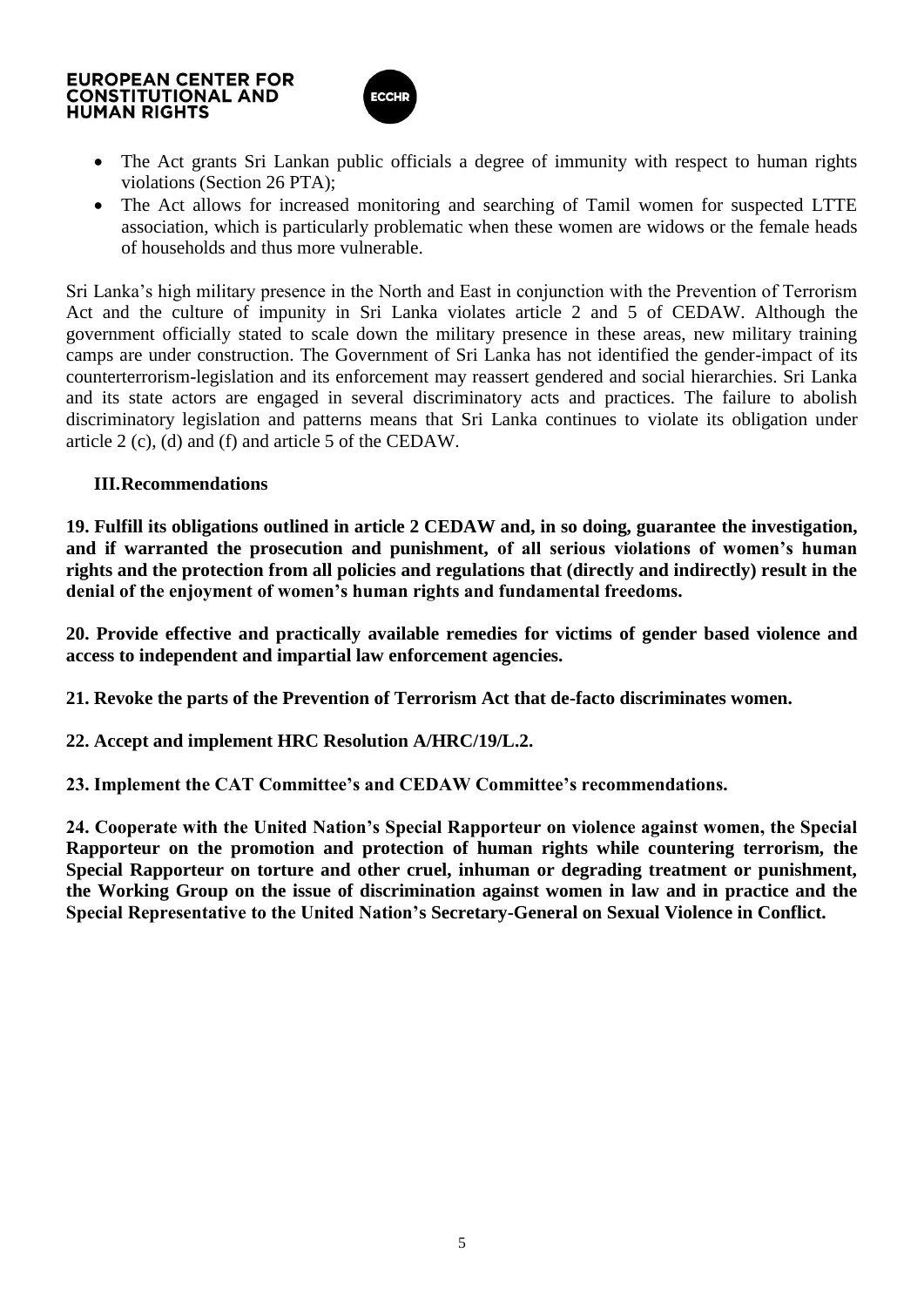- The Act grants Sri Lankan public officials a degree of immunity with respect to human rights violations (Section 26 PTA);
- The Act allows for increased monitoring and searching of Tamil women for suspected LTTE association, which is particularly problematic when these women are widows or the female heads of households and thus more vulnerable.

Sri Lanka's high military presence in the North and East in conjunction with the Prevention of Terrorism Act and the culture of impunity in Sri Lanka violates article 2 and 5 of CEDAW. Although the government officially stated to scale down the military presence in these areas, new military training camps are under construction. The Government of Sri Lanka has not identified the gender-impact of its counterterrorism-legislation and its enforcement may reassert gendered and social hierarchies. Sri Lanka and its state actors are engaged in several discriminatory acts and practices. The failure to abolish discriminatory legislation and patterns means that Sri Lanka continues to violate its obligation under article 2 (c), (d) and (f) and article 5 of the CEDAW.

## III. Recommendations

**19. Fulfill its obligations outlined in article 2 CEDAW and, in so doing, guarantee the investigation, and if warranted the prosecution and punishment, of all serious violations of women's human rights and the protection from all policies and regulations that (directly and indirectly) result in the denial of the enjoyment of women's human rights and fundamental freedoms.**

**20. Provide effective and practically available remedies for victims of gender based violence and access to independent and impartial law enforcement agencies.**

**21. Revoke the parts of the Prevention of Terrorism Act that de-facto discriminates women.**

**22. Accept and implement HRC Resolution A/HRC/19/L.2.**

**23. Implement the CAT Committee's and CEDAW Committee's recommendations.**

**24. Cooperate with the United Nation's Special Rapporteur on violence against women, the Special Rapporteur on the promotion and protection of human rights while countering terrorism, the Special Rapporteur on torture and other cruel, inhuman or degrading treatment or punishment, the Working Group on the issue of discrimination against women in law and in practice and the Special Representative to the United Nation's Secretary-General on Sexual Violence in Conflict.**